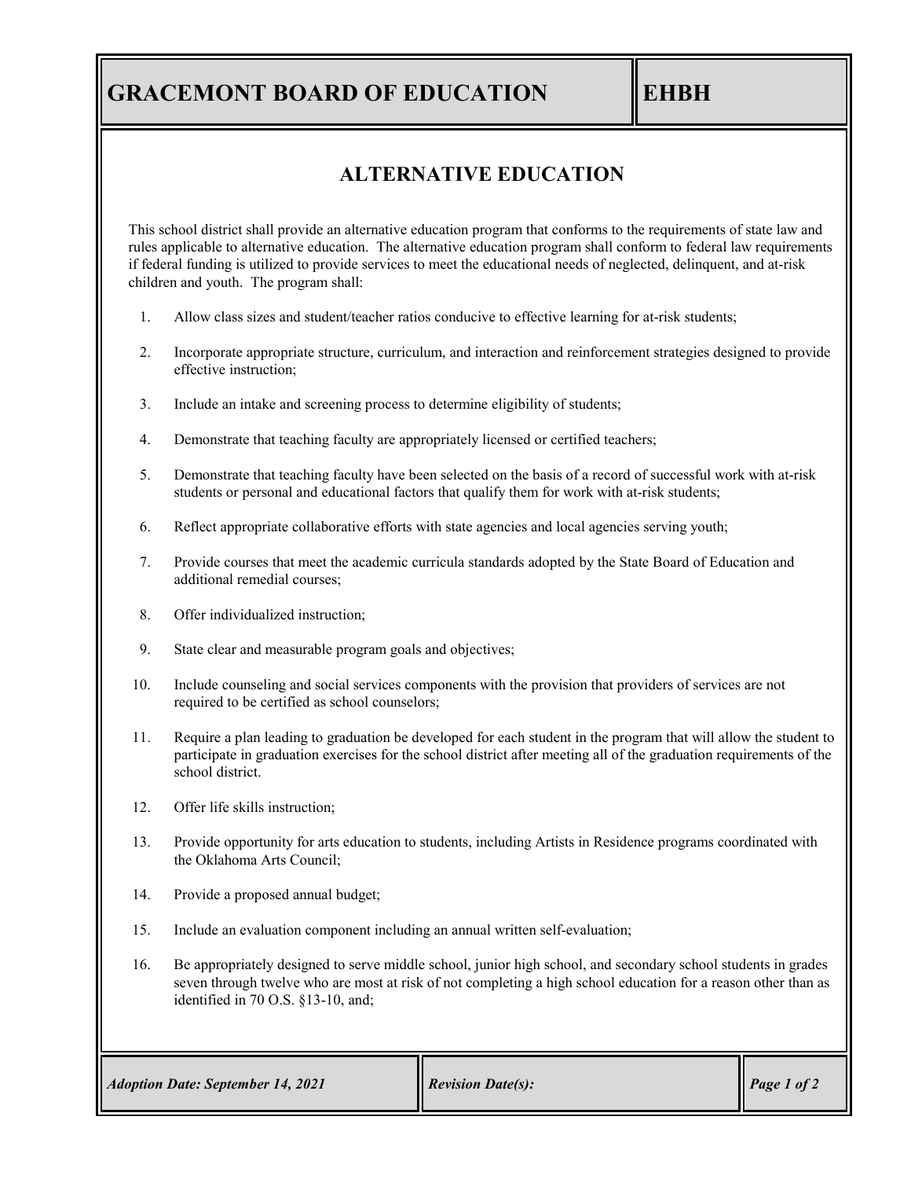# GRACEMONT BOARD OF EDUCATION — EHBH

## ALTERNATIVE EDUCATION

This school district shall provide an alternative education program that conforms to the requirements of state law and rules applicable to alternative education. The alternative education program shall conform to federal law requirements if federal funding is utilized to provide services to meet the educational needs of neglected, delinquent, and at-risk children and youth. The program shall:

1. Allow class sizes and student/teacher ratios conducive to effective learning for at-risk students;
2. Incorporate appropriate structure, curriculum, and interaction and reinforcement strategies designed to provide effective instruction;
3. Include an intake and screening process to determine eligibility of students;
4. Demonstrate that teaching faculty are appropriately licensed or certified teachers;
5. Demonstrate that teaching faculty have been selected on the basis of a record of successful work with at-risk students or personal and educational factors that qualify them for work with at-risk students;
6. Reflect appropriate collaborative efforts with state agencies and local agencies serving youth;
7. Provide courses that meet the academic curricula standards adopted by the State Board of Education and additional remedial courses;
8. Offer individualized instruction;
9. State clear and measurable program goals and objectives;
10. Include counseling and social services components with the provision that providers of services are not required to be certified as school counselors;
11. Require a plan leading to graduation be developed for each student in the program that will allow the student to participate in graduation exercises for the school district after meeting all of the graduation requirements of the school district.
12. Offer life skills instruction;
13. Provide opportunity for arts education to students, including Artists in Residence programs coordinated with the Oklahoma Arts Council;
14. Provide a proposed annual budget;
15. Include an evaluation component including an annual written self-evaluation;
16. Be appropriately designed to serve middle school, junior high school, and secondary school students in grades seven through twelve who are most at risk of not completing a high school education for a reason other than as identified in 70 O.S. §13-10, and;

*Adoption Date: September 14, 2021* | *Revision Date(s):*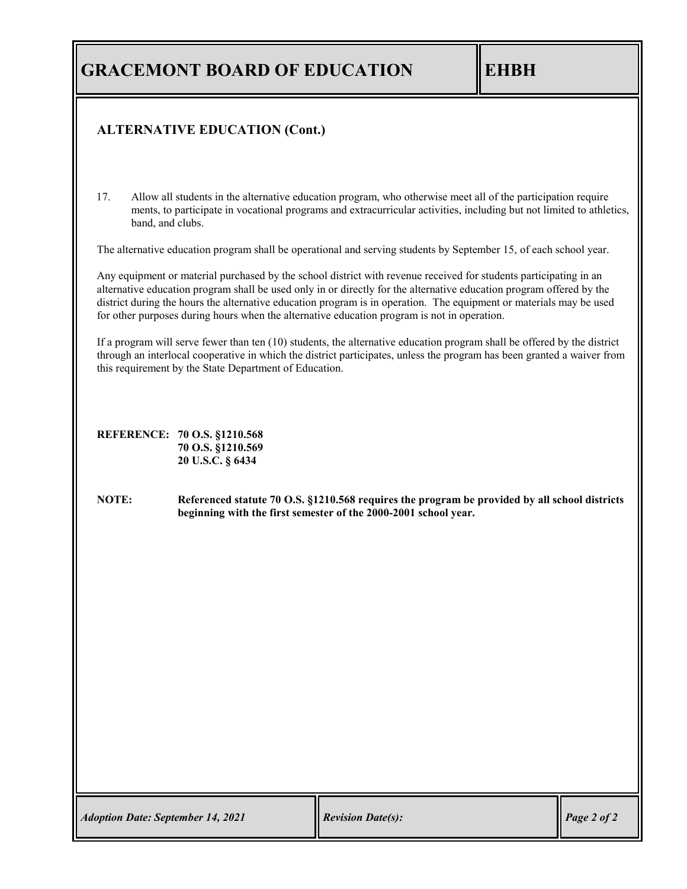## ALTERNATIVE EDUCATION (Cont.)

17. Allow all students in the alternative education program, who otherwise meet all of the participation require ments, to participate in vocational programs and extracurricular activities, including but not limited to athletics, band, and clubs.

The alternative education program shall be operational and serving students by September 15, of each school year.

Any equipment or material purchased by the school district with revenue received for students participating in an alternative education program shall be used only in or directly for the alternative education program offered by the district during the hours the alternative education program is in operation. The equipment or materials may be used for other purposes during hours when the alternative education program is not in operation.

If a program will serve fewer than ten (10) students, the alternative education program shall be offered by the district through an interlocal cooperative in which the district participates, unless the program has been granted a waiver from this requirement by the State Department of Education.

**REFERENCE:** **70 O.S. §1210.568**
**70 O.S. §1210.569**
**20 U.S.C. § 6434**

**NOTE:** **Referenced statute 70 O.S. §1210.568 requires the program be provided by all school districts beginning with the first semester of the 2000-2001 school year.**

*Adoption Date: September 14, 2021*

*Revision Date(s):*